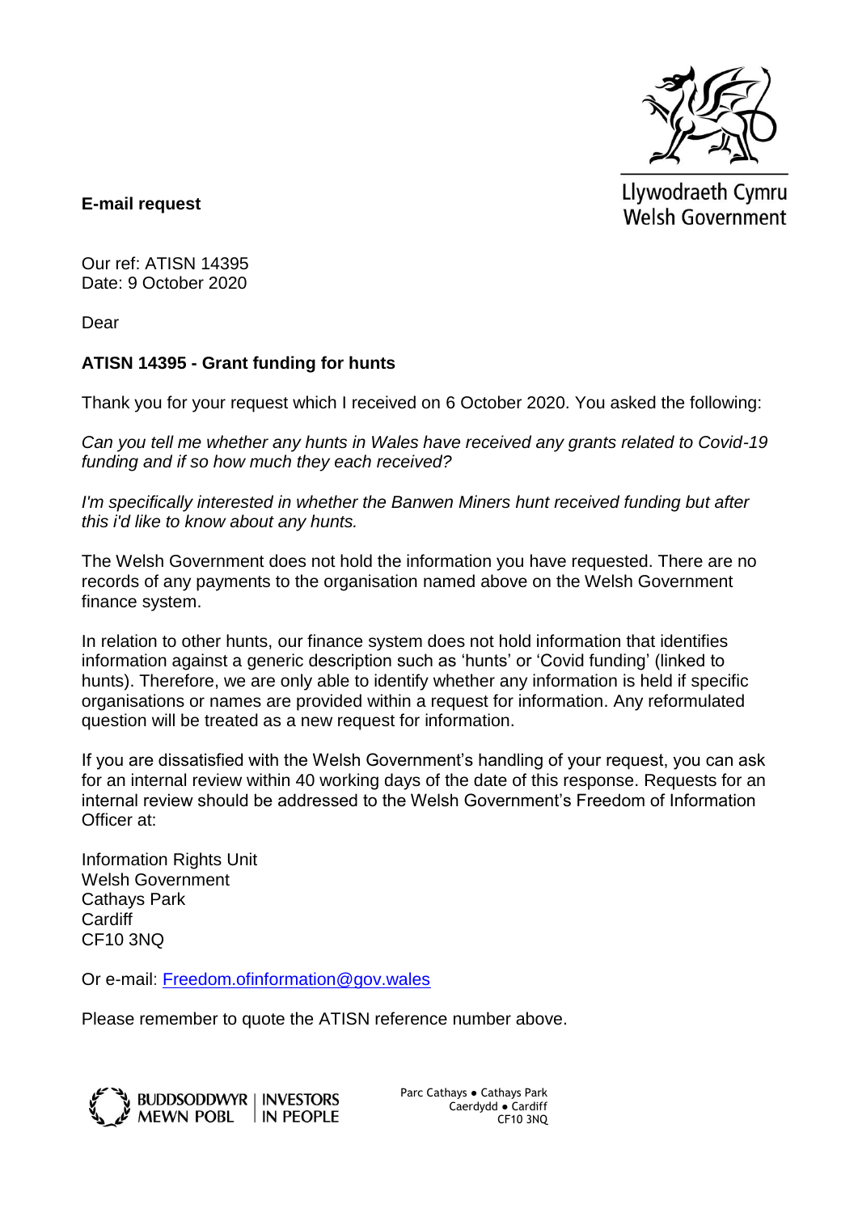Llywodraeth Cymru
Welsh Government

**E-mail request**

Our ref: ATISN 14395
Date: 9 October 2020

Dear

**ATISN 14395 - Grant funding for hunts**

Thank you for your request which I received on 6 October 2020. You asked the following:

*Can you tell me whether any hunts in Wales have received any grants related to Covid-19 funding and if so how much they each received?*

*I'm specifically interested in whether the Banwen Miners hunt received funding but after this i'd like to know about any hunts.*

The Welsh Government does not hold the information you have requested. There are no records of any payments to the organisation named above on the Welsh Government finance system.

In relation to other hunts, our finance system does not hold information that identifies information against a generic description such as 'hunts' or 'Covid funding' (linked to hunts). Therefore, we are only able to identify whether any information is held if specific organisations or names are provided within a request for information. Any reformulated question will be treated as a new request for information.

If you are dissatisfied with the Welsh Government's handling of your request, you can ask for an internal review within 40 working days of the date of this response. Requests for an internal review should be addressed to the Welsh Government's Freedom of Information Officer at:

Information Rights Unit
Welsh Government
Cathays Park
Cardiff
CF10 3NQ

Or e-mail: Freedom.ofinformation@gov.wales

Please remember to quote the ATISN reference number above.

BUDDSODDWYR MEWN POBL | INVESTORS IN PEOPLE

Parc Cathays ● Cathays Park
Caerdydd ● Cardiff
CF10 3NQ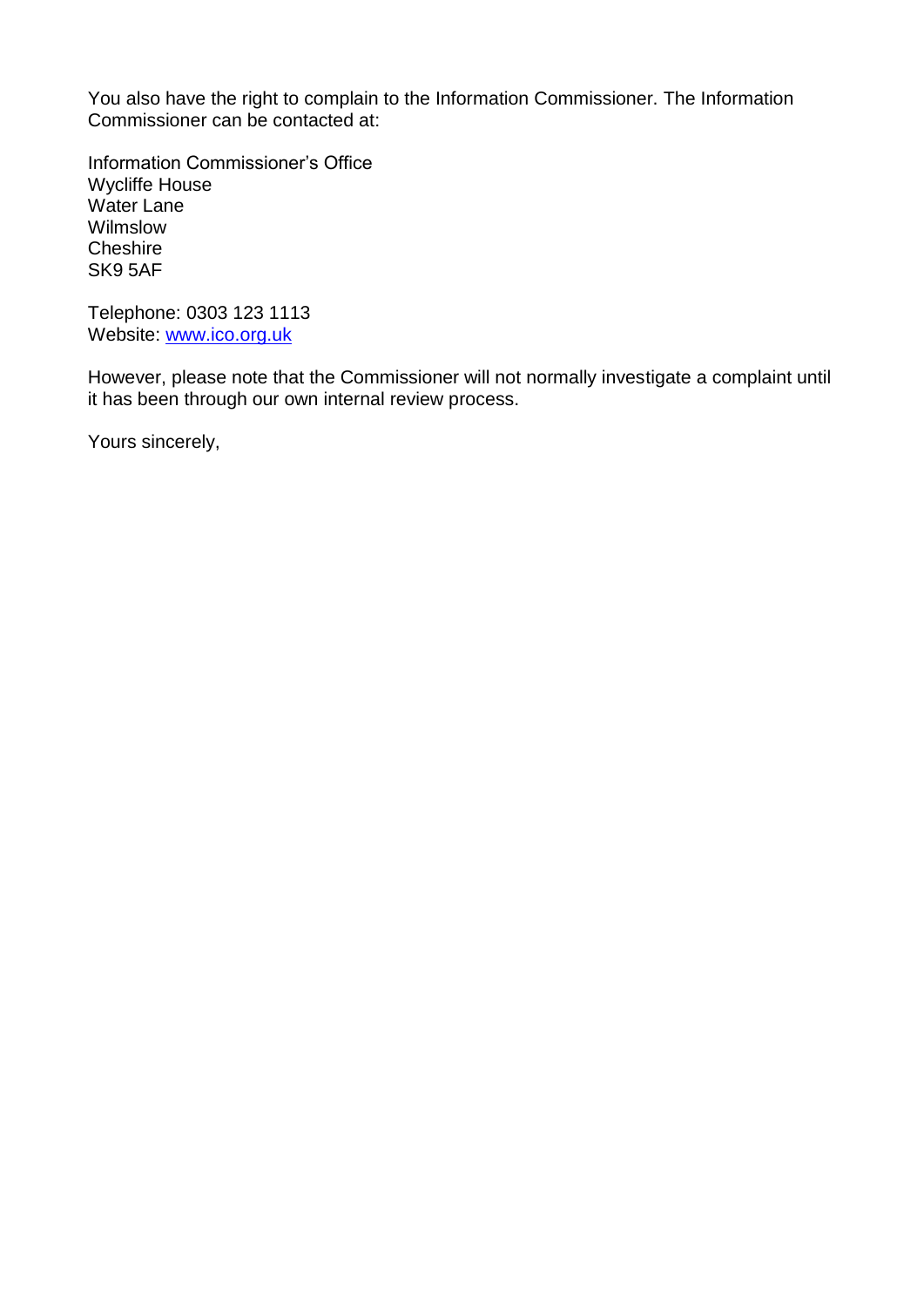You also have the right to complain to the Information Commissioner. The Information Commissioner can be contacted at:

Information Commissioner's Office
Wycliffe House
Water Lane
Wilmslow
Cheshire
SK9 5AF

Telephone: 0303 123 1113
Website: www.ico.org.uk

However, please note that the Commissioner will not normally investigate a complaint until it has been through our own internal review process.

Yours sincerely,